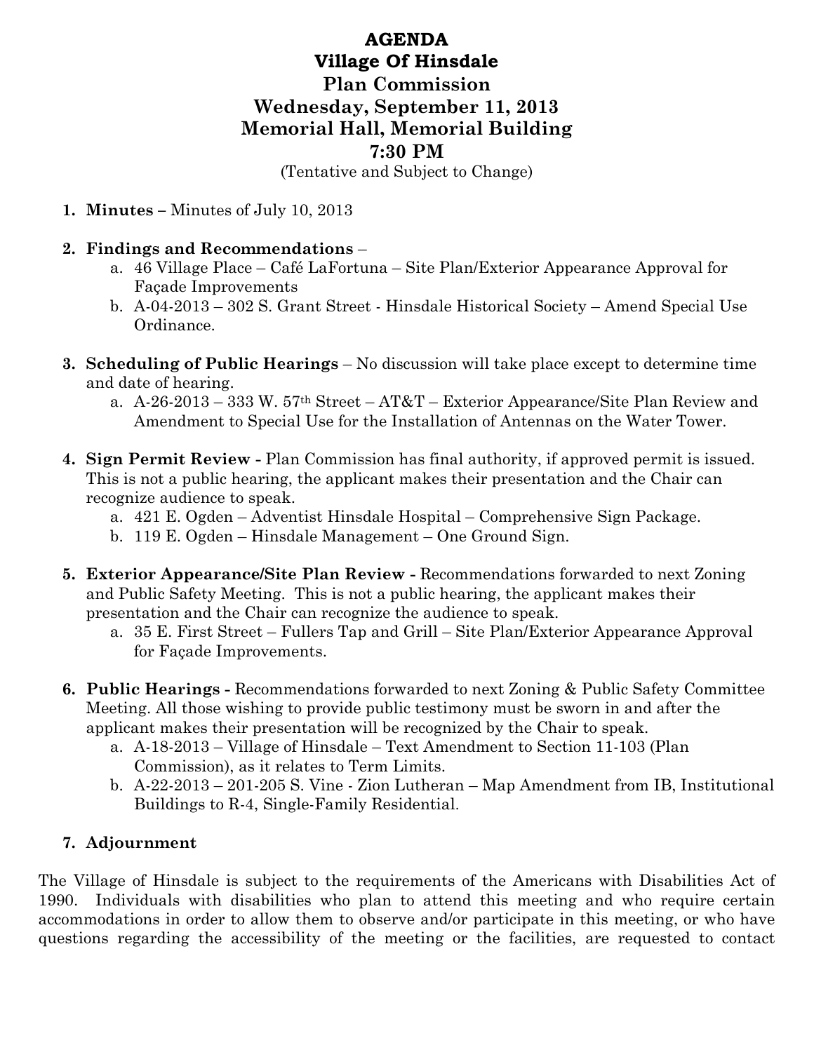# AGENDA
# Village Of Hinsdale
# Plan Commission
# Wednesday, September 11, 2013
# Memorial Hall, Memorial Building
# 7:30 PM

(Tentative and Subject to Change)

1. **Minutes –** Minutes of July 10, 2013

2. **Findings and Recommendations** –
   a. 46 Village Place – Café LaFortuna – Site Plan/Exterior Appearance Approval for Façade Improvements
   b. A-04-2013 – 302 S. Grant Street - Hinsdale Historical Society – Amend Special Use Ordinance.

3. **Scheduling of Public Hearings** – No discussion will take place except to determine time and date of hearing.
   a. A-26-2013 – 333 W. 57th Street – AT&T – Exterior Appearance/Site Plan Review and Amendment to Special Use for the Installation of Antennas on the Water Tower.

4. **Sign Permit Review -** Plan Commission has final authority, if approved permit is issued. This is not a public hearing, the applicant makes their presentation and the Chair can recognize audience to speak.
   a. 421 E. Ogden – Adventist Hinsdale Hospital – Comprehensive Sign Package.
   b. 119 E. Ogden – Hinsdale Management – One Ground Sign.

5. **Exterior Appearance/Site Plan Review -** Recommendations forwarded to next Zoning and Public Safety Meeting. This is not a public hearing, the applicant makes their presentation and the Chair can recognize the audience to speak.
   a. 35 E. First Street – Fullers Tap and Grill – Site Plan/Exterior Appearance Approval for Façade Improvements.

6. **Public Hearings -** Recommendations forwarded to next Zoning & Public Safety Committee Meeting. All those wishing to provide public testimony must be sworn in and after the applicant makes their presentation will be recognized by the Chair to speak.
   a. A-18-2013 – Village of Hinsdale – Text Amendment to Section 11-103 (Plan Commission), as it relates to Term Limits.
   b. A-22-2013 – 201-205 S. Vine - Zion Lutheran – Map Amendment from IB, Institutional Buildings to R-4, Single-Family Residential.

7. **Adjournment**

The Village of Hinsdale is subject to the requirements of the Americans with Disabilities Act of 1990. Individuals with disabilities who plan to attend this meeting and who require certain accommodations in order to allow them to observe and/or participate in this meeting, or who have questions regarding the accessibility of the meeting or the facilities, are requested to contact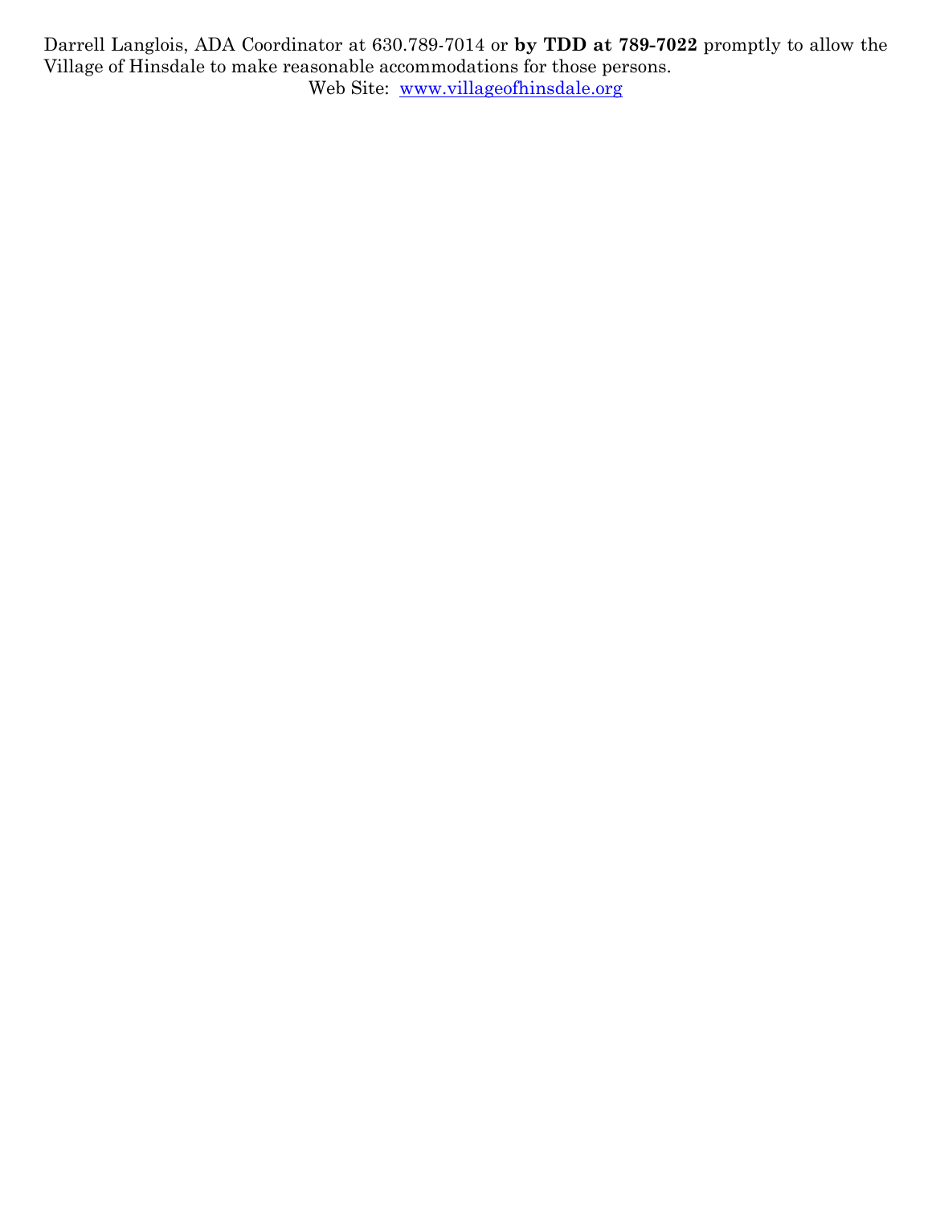Darrell Langlois, ADA Coordinator at 630.789-7014 or **by TDD at 789-7022** promptly to allow the Village of Hinsdale to make reasonable accommodations for those persons.

Web Site: www.villageofhinsdale.org